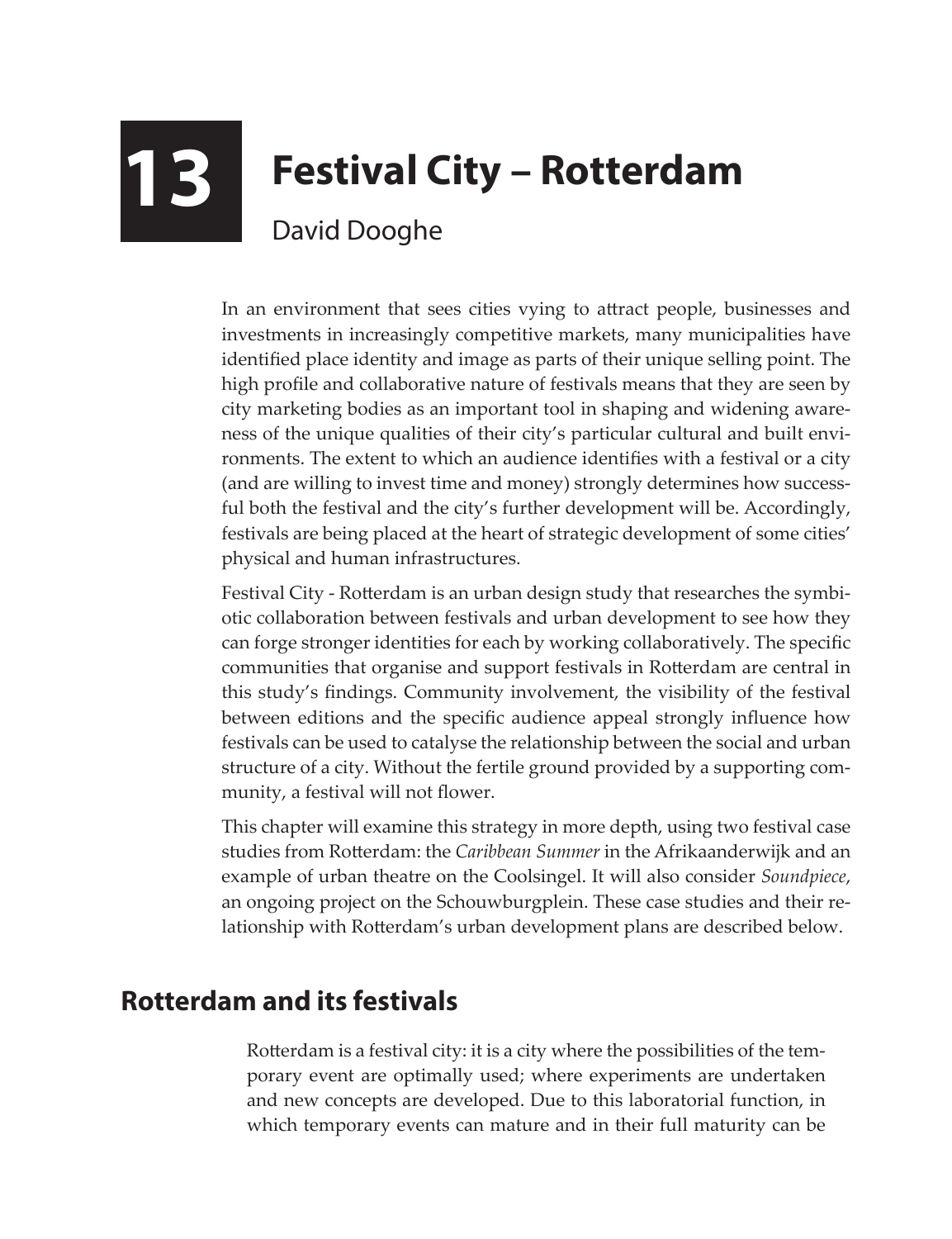# 13 Festival City – Rotterdam

David Dooghe

In an environment that sees cities vying to attract people, businesses and investments in increasingly competitive markets, many municipalities have identified place identity and image as parts of their unique selling point. The high profile and collaborative nature of festivals means that they are seen by city marketing bodies as an important tool in shaping and widening awareness of the unique qualities of their city's particular cultural and built environments. The extent to which an audience identifies with a festival or a city (and are willing to invest time and money) strongly determines how successful both the festival and the city's further development will be. Accordingly, festivals are being placed at the heart of strategic development of some cities' physical and human infrastructures.

Festival City - Rotterdam is an urban design study that researches the symbiotic collaboration between festivals and urban development to see how they can forge stronger identities for each by working collaboratively. The specific communities that organise and support festivals in Rotterdam are central in this study's findings. Community involvement, the visibility of the festival between editions and the specific audience appeal strongly influence how festivals can be used to catalyse the relationship between the social and urban structure of a city. Without the fertile ground provided by a supporting community, a festival will not flower.

This chapter will examine this strategy in more depth, using two festival case studies from Rotterdam: the *Caribbean Summer* in the Afrikaanderwijk and an example of urban theatre on the Coolsingel. It will also consider *Soundpiece*, an ongoing project on the Schouwburgplein. These case studies and their relationship with Rotterdam's urban development plans are described below.

## Rotterdam and its festivals

Rotterdam is a festival city: it is a city where the possibilities of the temporary event are optimally used; where experiments are undertaken and new concepts are developed. Due to this laboratorial function, in which temporary events can mature and in their full maturity can be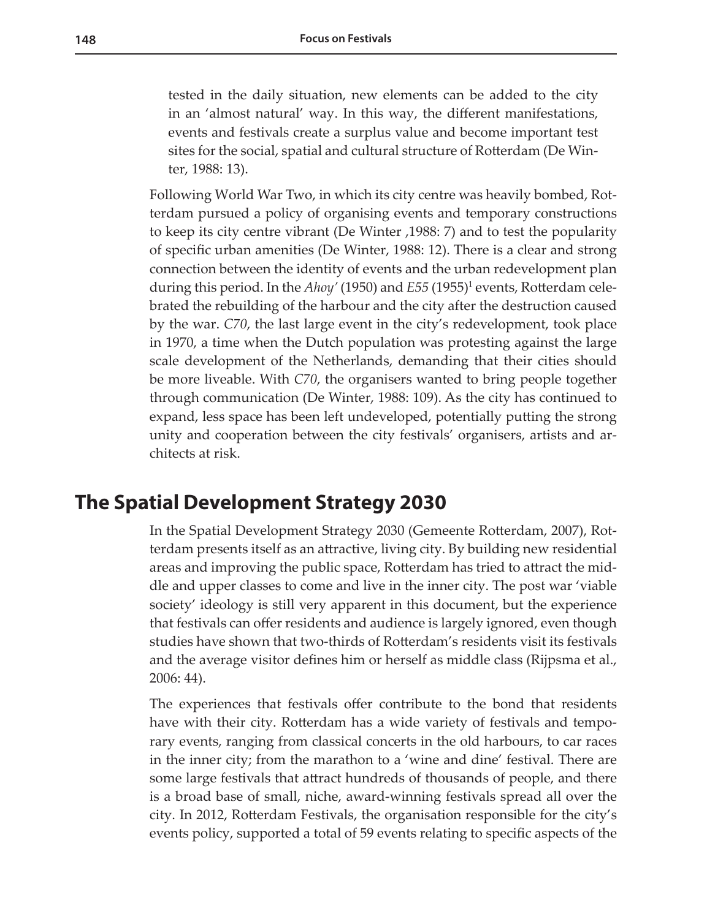tested in the daily situation, new elements can be added to the city in an 'almost natural' way. In this way, the different manifestations, events and festivals create a surplus value and become important test sites for the social, spatial and cultural structure of Rotterdam (De Winter, 1988: 13).

Following World War Two, in which its city centre was heavily bombed, Rotterdam pursued a policy of organising events and temporary constructions to keep its city centre vibrant (De Winter ,1988: 7) and to test the popularity of specific urban amenities (De Winter, 1988: 12). There is a clear and strong connection between the identity of events and the urban redevelopment plan during this period. In the *Ahoy'* (1950) and *E55* (1955)[1] events, Rotterdam celebrated the rebuilding of the harbour and the city after the destruction caused by the war. *C70*, the last large event in the city's redevelopment, took place in 1970, a time when the Dutch population was protesting against the large scale development of the Netherlands, demanding that their cities should be more liveable. With *C70*, the organisers wanted to bring people together through communication (De Winter, 1988: 109). As the city has continued to expand, less space has been left undeveloped, potentially putting the strong unity and cooperation between the city festivals' organisers, artists and architects at risk.

## The Spatial Development Strategy 2030

In the Spatial Development Strategy 2030 (Gemeente Rotterdam, 2007), Rotterdam presents itself as an attractive, living city. By building new residential areas and improving the public space, Rotterdam has tried to attract the middle and upper classes to come and live in the inner city. The post war 'viable society' ideology is still very apparent in this document, but the experience that festivals can offer residents and audience is largely ignored, even though studies have shown that two-thirds of Rotterdam's residents visit its festivals and the average visitor defines him or herself as middle class (Rijpsma et al., 2006: 44).

The experiences that festivals offer contribute to the bond that residents have with their city. Rotterdam has a wide variety of festivals and temporary events, ranging from classical concerts in the old harbours, to car races in the inner city; from the marathon to a 'wine and dine' festival. There are some large festivals that attract hundreds of thousands of people, and there is a broad base of small, niche, award-winning festivals spread all over the city. In 2012, Rotterdam Festivals, the organisation responsible for the city's events policy, supported a total of 59 events relating to specific aspects of the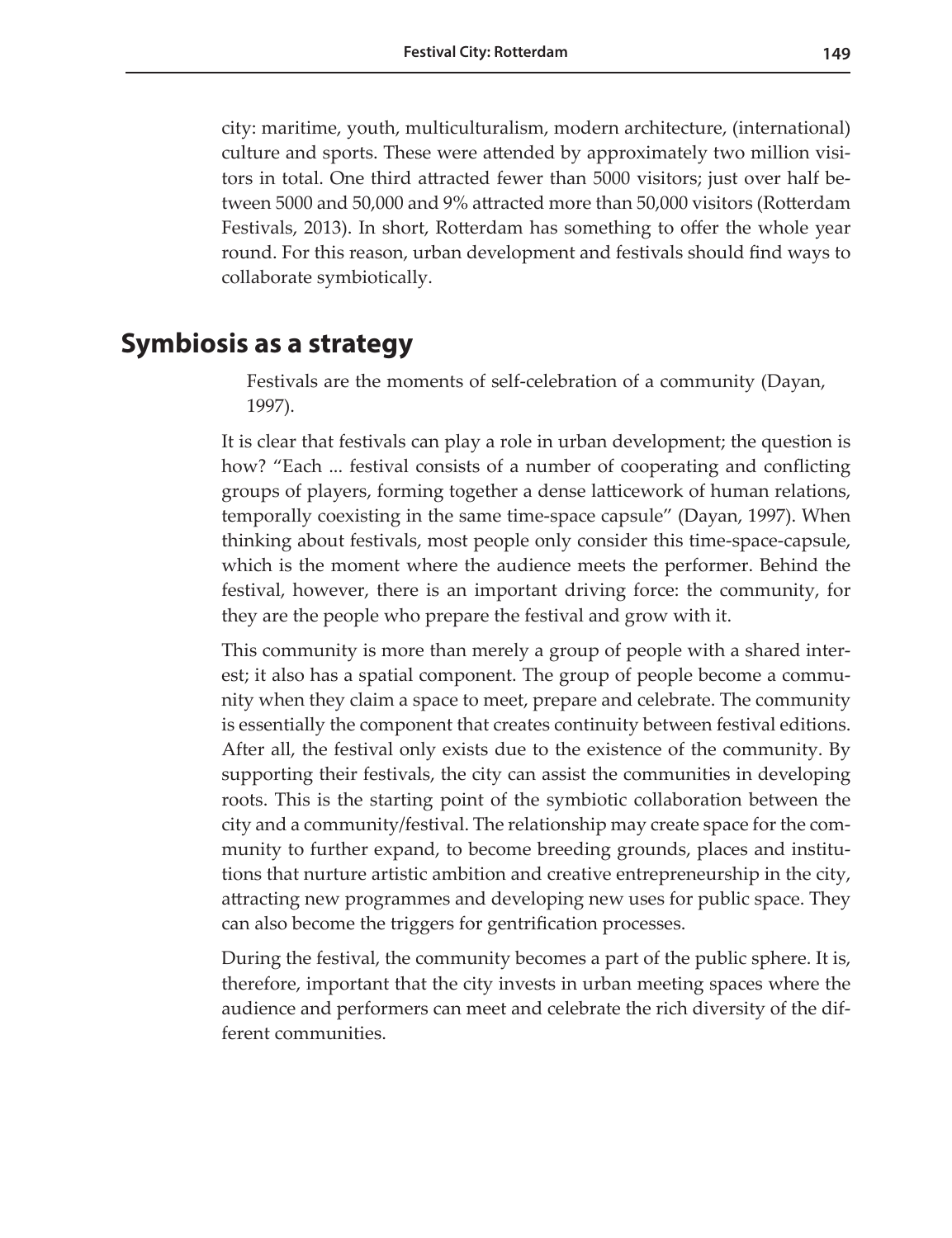city: maritime, youth, multiculturalism, modern architecture, (international) culture and sports. These were attended by approximately two million visitors in total. One third attracted fewer than 5000 visitors; just over half between 5000 and 50,000 and 9% attracted more than 50,000 visitors (Rotterdam Festivals, 2013). In short, Rotterdam has something to offer the whole year round. For this reason, urban development and festivals should find ways to collaborate symbiotically.

## Symbiosis as a strategy

> Festivals are the moments of self-celebration of a community (Dayan, 1997).

It is clear that festivals can play a role in urban development; the question is how? "Each ... festival consists of a number of cooperating and conflicting groups of players, forming together a dense latticework of human relations, temporally coexisting in the same time-space capsule" (Dayan, 1997). When thinking about festivals, most people only consider this time-space-capsule, which is the moment where the audience meets the performer. Behind the festival, however, there is an important driving force: the community, for they are the people who prepare the festival and grow with it.

This community is more than merely a group of people with a shared interest; it also has a spatial component. The group of people become a community when they claim a space to meet, prepare and celebrate. The community is essentially the component that creates continuity between festival editions. After all, the festival only exists due to the existence of the community. By supporting their festivals, the city can assist the communities in developing roots. This is the starting point of the symbiotic collaboration between the city and a community/festival. The relationship may create space for the community to further expand, to become breeding grounds, places and institutions that nurture artistic ambition and creative entrepreneurship in the city, attracting new programmes and developing new uses for public space. They can also become the triggers for gentrification processes.

During the festival, the community becomes a part of the public sphere. It is, therefore, important that the city invests in urban meeting spaces where the audience and performers can meet and celebrate the rich diversity of the different communities.